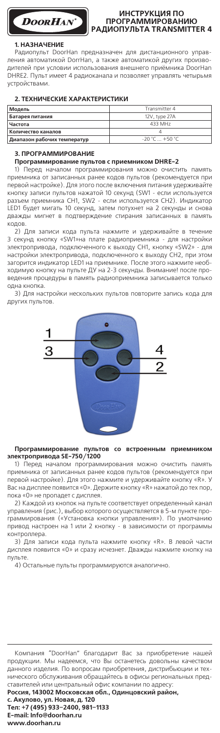# ИНСТРУКЦИЯ ПО ПРОГРАММИРОВАНИЮ РАДИОПУЛЬТА TRANSMITTER 4

## 1. НАЗНАЧЕНИЕ

Радиопульт DoorHan предназначен для дистанционного управления автоматикой DorrHan, а также автоматикой других производителей при условии использования внешнего приёмника DoorHan DHRE2. Пульт имеет 4 радиоканала и позволяет управлять четырьмя устройствами.

## 2. ТЕХНИЧЕСКИЕ ХАРАКТЕРИСТИКИ

| **Модель** | Transmitter 4 |
|---|---|
| **Батарея питания** | 12V, type 27A |
| **Частота** | 433 MHz |
| **Количество каналов** | 4 |
| **Диапазон рабочих температур** | -20 °C ... +50 °C |

## 3. ПРОГРАММИРОВАНИЕ

**Программирование пультов с приемником DHRE-2**

1) Перед началом программирования можно очистить память приемника от записанных ранее кодов пультов (рекомендуется при первой настройке). Для этого после включения питания удерживайте кнопку записи пультов нажатой 10 секунд (SW1 - если используется разъем приемника CH1, SW2 - если используется CH2). Индикатор LED1 будет мигать 10 секунд, затем потухнет на 2 секунды и снова дважды мигнет в подтверждение стирания записанных в память кодов.

2) Для записи кода пульта нажмите и удерживайте в течение 3 секунд кнопку «SW1»на плате радиоприемника - для настройки электропривода, подключенного к выходу CH1, кнопку «SW2» - для настройки электропривода, подключенного к выходу CH2, при этом загорится индикатор LED1 на приемнике. После этого нажмите необходимую кнопку на пульте ДУ на 2-3 секунды. Внимание! после проведения процедуры в память радиоприемника записывается только одна кнопка.

3) Для настройки нескольких пультов повторите запись кода для других пультов.

1
3
4
2

**Программирование пультов со встроенным приемником электропривода SE-750/1200**

1) Перед началом программирования можно очистить память приемника от записанных ранее кодов пультов (рекомендуется при первой настройке). Для этого нажмите и удерживайте кнопку «R». У Вас на дисплее появится «0». Держите кнопку «R» нажатой до тех пор, пока «0» не пропадет с дисплея.

2) Каждой из кнопок на пульте соответствует определенный канал управления (рис.), выбор которого осуществляется в 5-м пункте программирования («Установка кнопки управления»). По умолчанию привод настроен на 1 или 2 кнопку - в зависимости от программы контроллера.

3) Для записи кода пульта нажмите кнопку «R». В левой части дисплея появится «0» и сразу исчезнет. Дважды нажмите кнопку на пульте.

4) Остальные пульты программируются аналогично.

---

Компания "DoorHan" благодарит Вас за приобретение нашей продукции. Мы надеемся, что Вы останетесь довольны качеством данного изделия. По вопросам приобретения, дистрибьюции и технического обслуживания обращайтесь в офисы региональных представителей или центральный офис компании по адресу:

**Россия, 143002 Московская обл., Одинцовский район,**
**с. Акулово, ул. Новая, д. 120**
**Тел: +7 (495) 933-2400, 981-1133**
**E-mail: Info@doorhan.ru**
**www.doorhan.ru**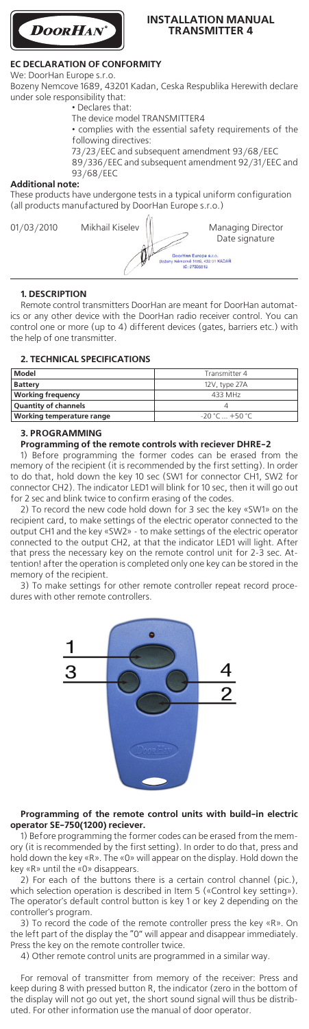# INSTALLATION MANUAL TRANSMITTER 4

## EC DECLARATION OF CONFORMITY

We: DoorHan Europe s.r.o.

Bozeny Nemcove 1689, 43201 Kadan, Ceska Respublika Herewith declare under sole responsibility that:

- Declares that:

The device model TRANSMITTER4

- complies with the essential safety requirements of the following directives:

73/23/EEC and subsequent amendment 93/68/EEC

89/336/EEC and subsequent amendment 92/31/EEC and 93/68/EEC

**Additional note:**

These products have undergone tests in a typical uniform configuration (all products manufactured by DoorHan Europe s.r.o.)

01/03/2010 Mikhail Kiselev Managing Director

Date signature

DoorHan Europe s.r.o.
Bozeny Němcové 1689, 432 01 KADAŇ
IČ: 27905616

## 1. DESCRIPTION

Remote control transmitters DoorHan are meant for DoorHan automatics or any other device with the DoorHan radio receiver control. You can control one or more (up to 4) different devices (gates, barriers etc.) with the help of one transmitter.

## 2. TECHNICAL SPECIFICATIONS

| Model | Transmitter 4 |
|---|---|
| **Battery** | 12V, type 27A |
| **Working frequency** | 433 MHz |
| **Quantity of channels** | 4 |
| **Working temperature range** | -20 °C ... +50 °C |

## 3. PROGRAMMING

### Programming of the remote controls with reciever DHRE-2

1) Before programming the former codes can be erased from the memory of the recipient (it is recommended by the first setting). In order to do that, hold down the key 10 sec (SW1 for connector CH1, SW2 for connector CH2). The indicator LED1 will blink for 10 sec, then it will go out for 2 sec and blink twice to confirm erasing of the codes.

2) To record the new code hold down for 3 sec the key «SW1» on the recipient card, to make settings of the electric operator connected to the output CH1 and the key «SW2» - to make settings of the electric operator connected to the output CH2, at that the indicator LED1 will light. After that press the necessary key on the remote control unit for 2-3 sec. Attention! after the operation is completed only one key can be stored in the memory of the recipient.

3) To make settings for other remote controller repeat record procedures with other remote controllers.

1
3
4
2

### Programming of the remote control units with build-in electric operator SE-750(1200) reciever.

1) Before programming the former codes can be erased from the memory (it is recommended by the first setting). In order to do that, press and hold down the key «R». The «0» will appear on the display. Hold down the key «R» until the «0» disappears.

2) For each of the buttons there is a certain control channel (pic.), which selection operation is described in Item 5 («Control key setting»). The operator's default control button is key 1 or key 2 depending on the controller's program.

3) To record the code of the remote controller press the key «R». On the left part of the display the "0" will appear and disappear immediately. Press the key on the remote controller twice.

4) Other remote control units are programmed in a similar way.

For removal of transmitter from memory of the receiver: Press and keep during 8 with pressed button R, the indicator (zero in the bottom of the display will not go out yet, the short sound signal will thus be distributed. For other information use the manual of door operator.